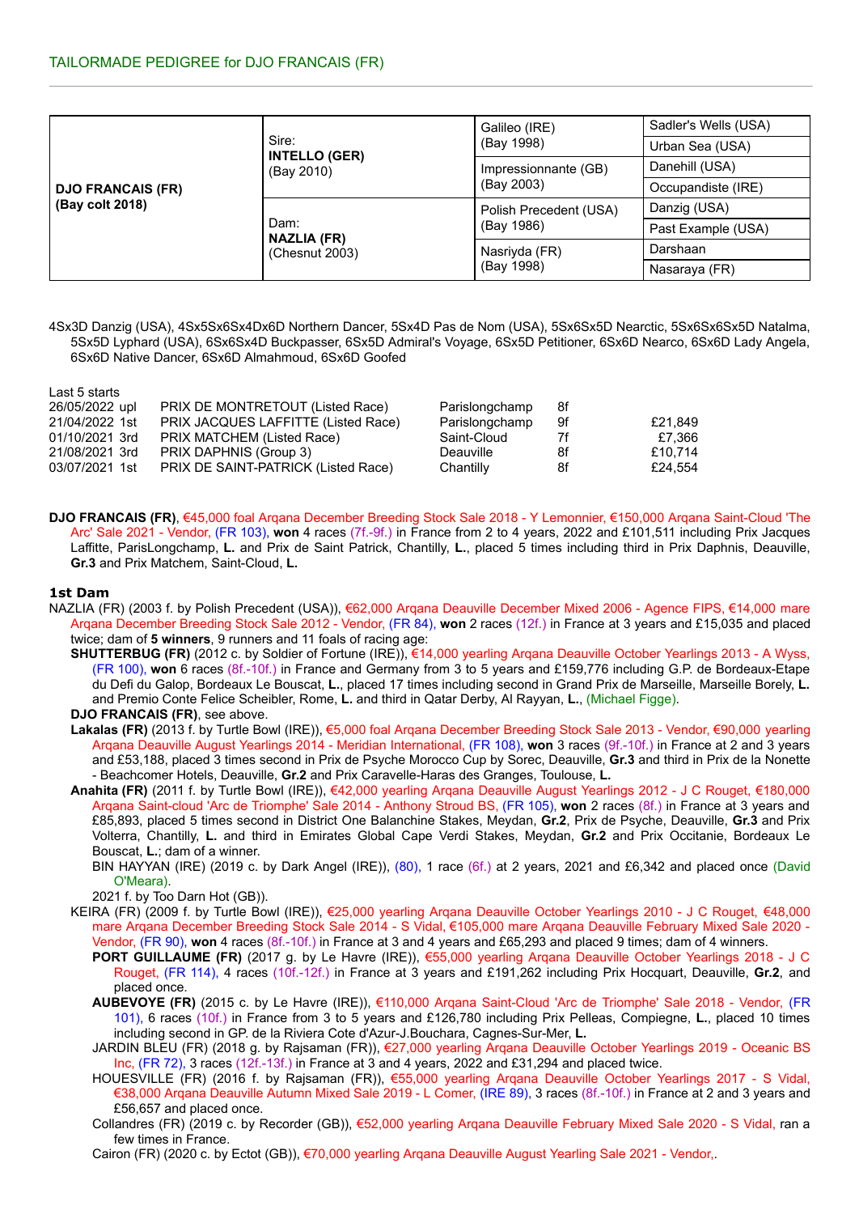TAILORMADE PEDIGREE for DJO FRANCAIS (FR)

| | | | |
|---|---|---|---|
| **DJO FRANCAIS (FR)** (Bay colt 2018) | Sire: **INTELLO (GER)** (Bay 2010) | Galileo (IRE) (Bay 1998) | Sadler's Wells (USA) |
| | | | Urban Sea (USA) |
| | | Impressionnante (GB) (Bay 2003) | Danehill (USA) |
| | | | Occupandiste (IRE) |
| | Dam: **NAZLIA (FR)** (Chesnut 2003) | Polish Precedent (USA) (Bay 1986) | Danzig (USA) |
| | | | Past Example (USA) |
| | | Nasriyda (FR) (Bay 1998) | Darshaan |
| | | | Nasaraya (FR) |

4Sx3D Danzig (USA), 4Sx5Sx6Sx4Dx6D Northern Dancer, 5Sx4D Pas de Nom (USA), 5Sx6Sx5D Nearctic, 5Sx6Sx6Sx5D Natalma, 5Sx5D Lyphard (USA), 6Sx6Sx4D Buckpasser, 6Sx5D Admiral's Voyage, 6Sx5D Petitioner, 6Sx6D Nearco, 6Sx6D Lady Angela, 6Sx6D Native Dancer, 6Sx6D Almahmoud, 6Sx6D Goofed

Last 5 starts

| | | | | |
|---|---|---|---|---|
| 26/05/2022 upl | PRIX DE MONTRETOUT (Listed Race) | Parislongchamp | 8f | |
| 21/04/2022 1st | PRIX JACQUES LAFFITTE (Listed Race) | Parislongchamp | 9f | £21,849 |
| 01/10/2021 3rd | PRIX MATCHEM (Listed Race) | Saint-Cloud | 7f | £7,366 |
| 21/08/2021 3rd | PRIX DAPHNIS (Group 3) | Deauville | 8f | £10,714 |
| 03/07/2021 1st | PRIX DE SAINT-PATRICK (Listed Race) | Chantilly | 8f | £24,554 |

**DJO FRANCAIS (FR)**, €45,000 foal Arqana December Breeding Stock Sale 2018 - Y Lemonnier, €150,000 Arqana Saint-Cloud 'The Arc' Sale 2021 - Vendor, (FR 103), **won** 4 races (7f.-9f.) in France from 2 to 4 years, 2022 and £101,511 including Prix Jacques Laffitte, ParisLongchamp, **L.** and Prix de Saint Patrick, Chantilly, **L.**, placed 5 times including third in Prix Daphnis, Deauville, **Gr.3** and Prix Matchem, Saint-Cloud, **L.**

### 1st Dam

NAZLIA (FR) (2003 f. by Polish Precedent (USA)), €62,000 Arqana Deauville December Mixed 2006 - Agence FIPS, €14,000 mare Arqana December Breeding Stock Sale 2012 - Vendor, (FR 84), **won** 2 races (12f.) in France at 3 years and £15,035 and placed twice; dam of **5 winners**, 9 runners and 11 foals of racing age:

**SHUTTERBUG (FR)** (2012 c. by Soldier of Fortune (IRE)), €14,000 yearling Arqana Deauville October Yearlings 2013 - A Wyss, (FR 100), **won** 6 races (8f.-10f.) in France and Germany from 3 to 5 years and £159,776 including G.P. de Bordeaux-Etape du Defi du Galop, Bordeaux Le Bouscat, **L.**, placed 17 times including second in Grand Prix de Marseille, Marseille Borely, **L.** and Premio Conte Felice Scheibler, Rome, **L.** and third in Qatar Derby, Al Rayyan, **L.**, (Michael Figge).

**DJO FRANCAIS (FR)**, see above.

**Lakalas (FR)** (2013 f. by Turtle Bowl (IRE)), €5,000 foal Arqana December Breeding Stock Sale 2013 - Vendor, €90,000 yearling Arqana Deauville August Yearlings 2014 - Meridian International, (FR 108), **won** 3 races (9f.-10f.) in France at 2 and 3 years and £53,188, placed 3 times second in Prix de Psyche Morocco Cup by Sorec, Deauville, **Gr.3** and third in Prix de la Nonette - Beachcomer Hotels, Deauville, **Gr.2** and Prix Caravelle-Haras des Granges, Toulouse, **L.**

**Anahita (FR)** (2011 f. by Turtle Bowl (IRE)), €42,000 yearling Arqana Deauville August Yearlings 2012 - J C Rouget, €180,000 Arqana Saint-cloud 'Arc de Triomphe' Sale 2014 - Anthony Stroud BS, (FR 105), **won** 2 races (8f.) in France at 3 years and £85,893, placed 5 times second in District One Balanchine Stakes, Meydan, **Gr.2**, Prix de Psyche, Deauville, **Gr.3** and Prix Volterra, Chantilly, **L.** and third in Emirates Global Cape Verdi Stakes, Meydan, **Gr.2** and Prix Occitanie, Bordeaux Le Bouscat, **L.**; dam of a winner.

BIN HAYYAN (IRE) (2019 c. by Dark Angel (IRE)), (80), 1 race (6f.) at 2 years, 2021 and £6,342 and placed once (David O'Meara).

2021 f. by Too Darn Hot (GB)).

KEIRA (FR) (2009 f. by Turtle Bowl (IRE)), €25,000 yearling Arqana Deauville October Yearlings 2010 - J C Rouget, €48,000 mare Arqana December Breeding Stock Sale 2014 - S Vidal, €105,000 mare Arqana Deauville February Mixed Sale 2020 - Vendor, (FR 90), **won** 4 races (8f.-10f.) in France at 3 and 4 years and £65,293 and placed 9 times; dam of 4 winners.

**PORT GUILLAUME (FR)** (2017 g. by Le Havre (IRE)), €55,000 yearling Arqana Deauville October Yearlings 2018 - J C Rouget, (FR 114), 4 races (10f.-12f.) in France at 3 years and £191,262 including Prix Hocquart, Deauville, **Gr.2**, and placed once.

**AUBEVOYE (FR)** (2015 c. by Le Havre (IRE)), €110,000 Arqana Saint-Cloud 'Arc de Triomphe' Sale 2018 - Vendor, (FR 101), 6 races (10f.) in France from 3 to 5 years and £126,780 including Prix Pelleas, Compiegne, **L.**, placed 10 times including second in GP. de la Riviera Cote d'Azur-J.Bouchara, Cagnes-Sur-Mer, **L.**

JARDIN BLEU (FR) (2018 g. by Rajsaman (FR)), €27,000 yearling Arqana Deauville October Yearlings 2019 - Oceanic BS Inc, (FR 72), 3 races (12f.-13f.) in France at 3 and 4 years, 2022 and £31,294 and placed twice.

HOUESVILLE (FR) (2016 f. by Rajsaman (FR)), €55,000 yearling Arqana Deauville October Yearlings 2017 - S Vidal, €38,000 Arqana Deauville Autumn Mixed Sale 2019 - L Comer, (IRE 89), 3 races (8f.-10f.) in France at 2 and 3 years and £56,657 and placed once.

Collandres (FR) (2019 c. by Recorder (GB)), €52,000 yearling Arqana Deauville February Mixed Sale 2020 - S Vidal, ran a few times in France.

Cairon (FR) (2020 c. by Ectot (GB)), €70,000 yearling Arqana Deauville August Yearling Sale 2021 - Vendor,.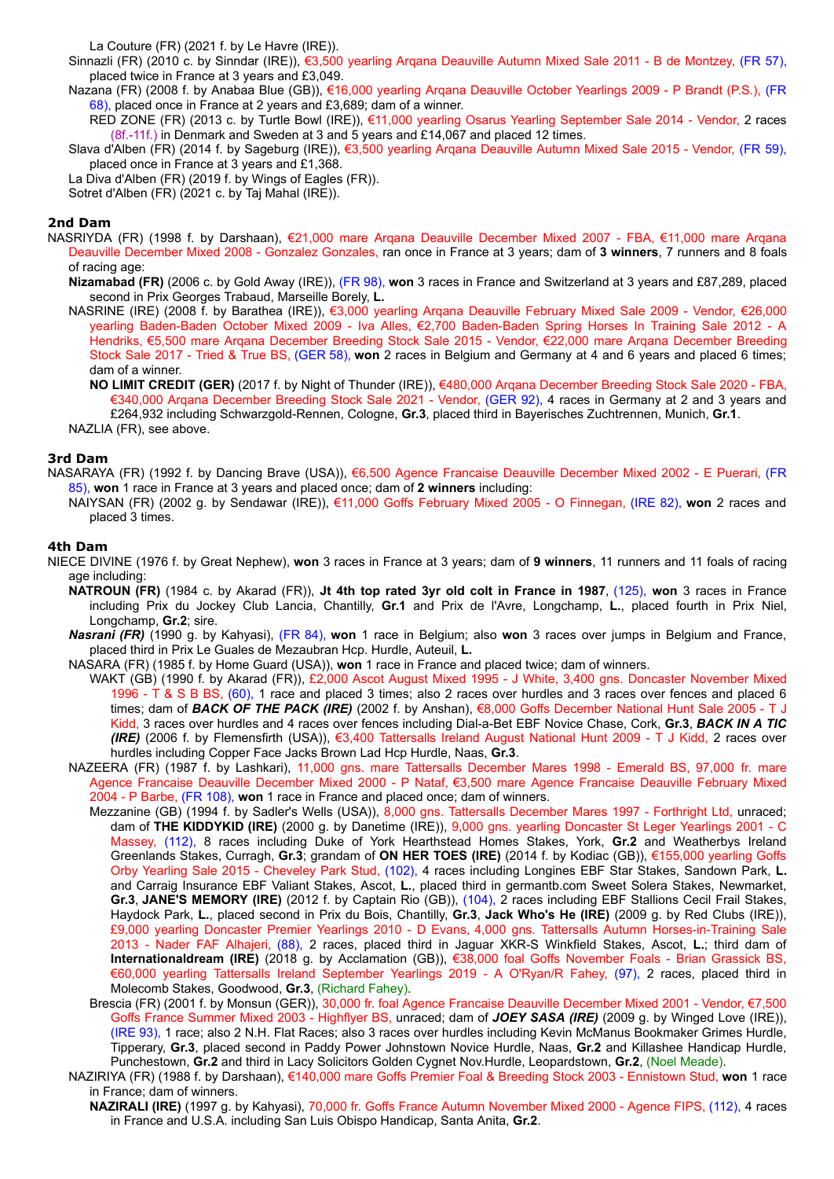La Couture (FR) (2021 f. by Le Havre (IRE)).

Sinnazli (FR) (2010 c. by Sinndar (IRE)), €3,500 yearling Arqana Deauville Autumn Mixed Sale 2011 - B de Montzey, (FR 57), placed twice in France at 3 years and £3,049.

Nazana (FR) (2008 f. by Anabaa Blue (GB)), €16,000 yearling Arqana Deauville October Yearlings 2009 - P Brandt (P.S.), (FR 68), placed once in France at 2 years and £3,689; dam of a winner.

RED ZONE (FR) (2013 c. by Turtle Bowl (IRE)), €11,000 yearling Osarus Yearling September Sale 2014 - Vendor, 2 races (8f.-11f.) in Denmark and Sweden at 3 and 5 years and £14,067 and placed 12 times.

Slava d'Alben (FR) (2014 f. by Sageburg (IRE)), €3,500 yearling Arqana Deauville Autumn Mixed Sale 2015 - Vendor, (FR 59), placed once in France at 3 years and £1,368.

La Diva d'Alben (FR) (2019 f. by Wings of Eagles (FR)).

Sotret d'Alben (FR) (2021 c. by Taj Mahal (IRE)).

### 2nd Dam

NASRIYDA (FR) (1998 f. by Darshaan), €21,000 mare Arqana Deauville December Mixed 2007 - FBA, €11,000 mare Arqana Deauville December Mixed 2008 - Gonzalez Gonzales, ran once in France at 3 years; dam of **3 winners**, 7 runners and 8 foals of racing age:

**Nizamabad (FR)** (2006 c. by Gold Away (IRE)), (FR 98), **won** 3 races in France and Switzerland at 3 years and £87,289, placed second in Prix Georges Trabaud, Marseille Borely, **L.**

NASRINE (IRE) (2008 f. by Barathea (IRE)), €3,000 yearling Arqana Deauville February Mixed Sale 2009 - Vendor, €26,000 yearling Baden-Baden October Mixed 2009 - Iva Alles, €2,700 Baden-Baden Spring Horses In Training Sale 2012 - A Hendriks, €5,500 mare Arqana December Breeding Stock Sale 2015 - Vendor, €22,000 mare Arqana December Breeding Stock Sale 2017 - Tried & True BS, (GER 58), **won** 2 races in Belgium and Germany at 4 and 6 years and placed 6 times; dam of a winner.

**NO LIMIT CREDIT (GER)** (2017 f. by Night of Thunder (IRE)), €480,000 Arqana December Breeding Stock Sale 2020 - FBA, €340,000 Arqana December Breeding Stock Sale 2021 - Vendor, (GER 92), 4 races in Germany at 2 and 3 years and £264,932 including Schwarzgold-Rennen, Cologne, **Gr.3**, placed third in Bayerisches Zuchtrennen, Munich, **Gr.1**.

NAZLIA (FR), see above.

### 3rd Dam

NASARAYA (FR) (1992 f. by Dancing Brave (USA)), €6,500 Agence Francaise Deauville December Mixed 2002 - E Puerari, (FR 85), **won** 1 race in France at 3 years and placed once; dam of **2 winners** including:

NAIYSAN (FR) (2002 g. by Sendawar (IRE)), €11,000 Goffs February Mixed 2005 - O Finnegan, (IRE 82), **won** 2 races and placed 3 times.

### 4th Dam

NIECE DIVINE (1976 f. by Great Nephew), **won** 3 races in France at 3 years; dam of **9 winners**, 11 runners and 11 foals of racing age including:

**NATROUN (FR)** (1984 c. by Akarad (FR)), **Jt 4th top rated 3yr old colt in France in 1987**, (125), **won** 3 races in France including Prix du Jockey Club Lancia, Chantilly, **Gr.1** and Prix de l'Avre, Longchamp, **L.**, placed fourth in Prix Niel, Longchamp, **Gr.2**; sire.

***Nasrani (FR)*** (1990 g. by Kahyasi), (FR 84), **won** 1 race in Belgium; also **won** 3 races over jumps in Belgium and France, placed third in Prix Le Guales de Mezaubran Hcp. Hurdle, Auteuil, **L.**

NASARA (FR) (1985 f. by Home Guard (USA)), **won** 1 race in France and placed twice; dam of winners.

WAKT (GB) (1990 f. by Akarad (FR)), £2,000 Ascot August Mixed 1995 - J White, 3,400 gns. Doncaster November Mixed 1996 - T & S B BS, (60), 1 race and placed 3 times; also 2 races over hurdles and 3 races over fences and placed 6 times; dam of ***BACK OF THE PACK (IRE)*** (2002 f. by Anshan), €8,000 Goffs December National Hunt Sale 2005 - T J Kidd, 3 races over hurdles and 4 races over fences including Dial-a-Bet EBF Novice Chase, Cork, **Gr.3**, ***BACK IN A TIC (IRE)*** (2006 f. by Flemensfirth (USA)), €3,400 Tattersalls Ireland August National Hunt 2009 - T J Kidd, 2 races over hurdles including Copper Face Jacks Brown Lad Hcp Hurdle, Naas, **Gr.3**.

NAZEERA (FR) (1987 f. by Lashkari), 11,000 gns. mare Tattersalls December Mares 1998 - Emerald BS, 97,000 fr. mare Agence Francaise Deauville December Mixed 2000 - P Nataf, €3,500 mare Agence Francaise Deauville February Mixed 2004 - P Barbe, (FR 108), **won** 1 race in France and placed once; dam of winners.

Mezzanine (GB) (1994 f. by Sadler's Wells (USA)), 8,000 gns. Tattersalls December Mares 1997 - Forthright Ltd, unraced; dam of **THE KIDDYKID (IRE)** (2000 g. by Danetime (IRE)), 9,000 gns. yearling Doncaster St Leger Yearlings 2001 - C Massey, (112), 8 races including Duke of York Hearthstead Homes Stakes, York, **Gr.2** and Weatherbys Ireland Greenlands Stakes, Curragh, **Gr.3**; grandam of **ON HER TOES (IRE)** (2014 f. by Kodiac (GB)), €155,000 yearling Goffs Orby Yearling Sale 2015 - Cheveley Park Stud, (102), 4 races including Longines EBF Star Stakes, Sandown Park, **L.** and Carraig Insurance EBF Valiant Stakes, Ascot, **L.**, placed third in germantb.com Sweet Solera Stakes, Newmarket, **Gr.3**, **JANE'S MEMORY (IRE)** (2012 f. by Captain Rio (GB)), (104), 2 races including EBF Stallions Cecil Frail Stakes, Haydock Park, **L.**, placed second in Prix du Bois, Chantilly, **Gr.3**, **Jack Who's He (IRE)** (2009 g. by Red Clubs (IRE)), £9,000 yearling Doncaster Premier Yearlings 2010 - D Evans, 4,000 gns. Tattersalls Autumn Horses-in-Training Sale 2013 - Nader FAF Alhajeri, (88), 2 races, placed third in Jaguar XKR-S Winkfield Stakes, Ascot, **L.**; third dam of **Internationaldream (IRE)** (2018 g. by Acclamation (GB)), €38,000 foal Goffs November Foals - Brian Grassick BS, €60,000 yearling Tattersalls Ireland September Yearlings 2019 - A O'Ryan/R Fahey, (97), 2 races, placed third in Molecomb Stakes, Goodwood, **Gr.3**, (Richard Fahey).

Brescia (FR) (2001 f. by Monsun (GER)), 30,000 fr. foal Agence Francaise Deauville December Mixed 2001 - Vendor, €7,500 Goffs France Summer Mixed 2003 - Highflyer BS, unraced; dam of ***JOEY SASA (IRE)*** (2009 g. by Winged Love (IRE)), (IRE 93), 1 race; also 2 N.H. Flat Races; also 3 races over hurdles including Kevin McManus Bookmaker Grimes Hurdle, Tipperary, **Gr.3**, placed second in Paddy Power Johnstown Novice Hurdle, Naas, **Gr.2** and Killashee Handicap Hurdle, Punchestown, **Gr.2** and third in Lacy Solicitors Golden Cygnet Nov.Hurdle, Leopardstown, **Gr.2**, (Noel Meade).

NAZIRIYA (FR) (1988 f. by Darshaan), €140,000 mare Goffs Premier Foal & Breeding Stock 2003 - Ennistown Stud, **won** 1 race in France; dam of winners.

**NAZIRALI (IRE)** (1997 g. by Kahyasi), 70,000 fr. Goffs France Autumn November Mixed 2000 - Agence FIPS, (112), 4 races in France and U.S.A. including San Luis Obispo Handicap, Santa Anita, **Gr.2**.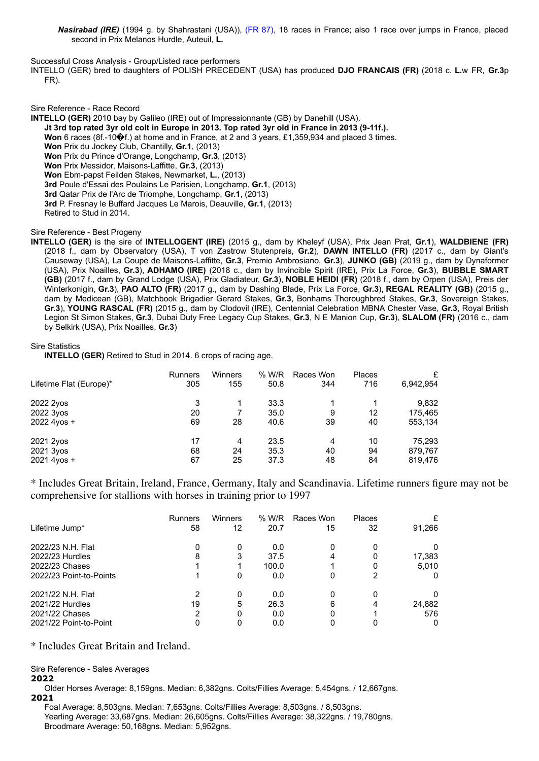***Nasirabad (IRE)*** (1994 g. by Shahrastani (USA)), (FR 87), 18 races in France; also 1 race over jumps in France, placed second in Prix Melanos Hurdle, Auteuil, **L.**

Successful Cross Analysis - Group/Listed race performers

INTELLO (GER) bred to daughters of POLISH PRECEDENT (USA) has produced **DJO FRANCAIS (FR)** (2018 c. **L.**w FR, **Gr.3**p FR).

Sire Reference - Race Record

**INTELLO (GER)** 2010 bay by Galileo (IRE) out of Impressionnante (GB) by Danehill (USA).

**Jt 3rd top rated 3yr old colt in Europe in 2013. Top rated 3yr old in France in 2013 (9-11f.).**

**Won** 6 races (8f.-10�f.) at home and in France, at 2 and 3 years, £1,359,934 and placed 3 times.

**Won** Prix du Jockey Club, Chantilly, **Gr.1**, (2013)

**Won** Prix du Prince d'Orange, Longchamp, **Gr.3**, (2013)

**Won** Prix Messidor, Maisons-Laffitte, **Gr.3**, (2013)

**Won** Ebm-papst Feilden Stakes, Newmarket, **L.**, (2013)

**3rd** Poule d'Essai des Poulains Le Parisien, Longchamp, **Gr.1**, (2013)

**3rd** Qatar Prix de l'Arc de Triomphe, Longchamp, **Gr.1**, (2013)

**3rd** P. Fresnay le Buffard Jacques Le Marois, Deauville, **Gr.1**, (2013)

Retired to Stud in 2014.

Sire Reference - Best Progeny

**INTELLO (GER)** is the sire of **INTELLOGENT (IRE)** (2015 g., dam by Kheleyf (USA), Prix Jean Prat, **Gr.1**), **WALDBIENE (FR)** (2018 f., dam by Observatory (USA), T von Zastrow Stutenpreis, **Gr.2**), **DAWN INTELLO (FR)** (2017 c., dam by Giant's Causeway (USA), La Coupe de Maisons-Laffitte, **Gr.3**, Premio Ambrosiano, **Gr.3**), **JUNKO (GB)** (2019 g., dam by Dynaformer (USA), Prix Noailles, **Gr.3**), **ADHAMO (IRE)** (2018 c., dam by Invincible Spirit (IRE), Prix La Force, **Gr.3**), **BUBBLE SMART (GB)** (2017 f., dam by Grand Lodge (USA), Prix Gladiateur, **Gr.3**), **NOBLE HEIDI (FR)** (2018 f., dam by Orpen (USA), Preis der Winterkonigin, **Gr.3**), **PAO ALTO (FR)** (2017 g., dam by Dashing Blade, Prix La Force, **Gr.3**), **REGAL REALITY (GB)** (2015 g., dam by Medicean (GB), Matchbook Brigadier Gerard Stakes, **Gr.3**, Bonhams Thoroughbred Stakes, **Gr.3**, Sovereign Stakes, **Gr.3**), **YOUNG RASCAL (FR)** (2015 g., dam by Clodovil (IRE), Centennial Celebration MBNA Chester Vase, **Gr.3**, Royal British Legion St Simon Stakes, **Gr.3**, Dubai Duty Free Legacy Cup Stakes, **Gr.3**, N E Manion Cup, **Gr.3**), **SLALOM (FR)** (2016 c., dam by Selkirk (USA), Prix Noailles, **Gr.3**)

Sire Statistics

**INTELLO (GER)** Retired to Stud in 2014. 6 crops of racing age.

| | Runners | Winners | % W/R | Races Won | Places | £ |
|---|---|---|---|---|---|---|
| Lifetime Flat (Europe)* | 305 | 155 | 50.8 | 344 | 716 | 6,942,954 |
| 2022 2yos | 3 | 1 | 33.3 | 1 | 1 | 9,832 |
| 2022 3yos | 20 | 7 | 35.0 | 9 | 12 | 175,465 |
| 2022 4yos + | 69 | 28 | 40.6 | 39 | 40 | 553,134 |
| 2021 2yos | 17 | 4 | 23.5 | 4 | 10 | 75,293 |
| 2021 3yos | 68 | 24 | 35.3 | 40 | 94 | 879,767 |
| 2021 4yos + | 67 | 25 | 37.3 | 48 | 84 | 819,476 |

\* Includes Great Britain, Ireland, France, Germany, Italy and Scandinavia. Lifetime runners figure may not be comprehensive for stallions with horses in training prior to 1997

| | Runners | Winners | % W/R | Races Won | Places | £ |
|---|---|---|---|---|---|---|
| Lifetime Jump* | 58 | 12 | 20.7 | 15 | 32 | 91,266 |
| 2022/23 N.H. Flat | 0 | 0 | 0.0 | 0 | 0 | 0 |
| 2022/23 Hurdles | 8 | 3 | 37.5 | 4 | 0 | 17,383 |
| 2022/23 Chases | 1 | 1 | 100.0 | 1 | 0 | 5,010 |
| 2022/23 Point-to-Points | 1 | 0 | 0.0 | 0 | 2 | 0 |
| 2021/22 N.H. Flat | 2 | 0 | 0.0 | 0 | 0 | 0 |
| 2021/22 Hurdles | 19 | 5 | 26.3 | 6 | 4 | 24,882 |
| 2021/22 Chases | 2 | 0 | 0.0 | 0 | 1 | 576 |
| 2021/22 Point-to-Point | 0 | 0 | 0.0 | 0 | 0 | 0 |

\* Includes Great Britain and Ireland.

Sire Reference - Sales Averages

**2022**

Older Horses Average: 8,159gns. Median: 6,382gns. Colts/Fillies Average: 5,454gns. / 12,667gns.

**2021**

Foal Average: 8,503gns. Median: 7,653gns. Colts/Fillies Average: 8,503gns. / 8,503gns.

Yearling Average: 33,687gns. Median: 26,605gns. Colts/Fillies Average: 38,322gns. / 19,780gns.

Broodmare Average: 50,168gns. Median: 5,952gns.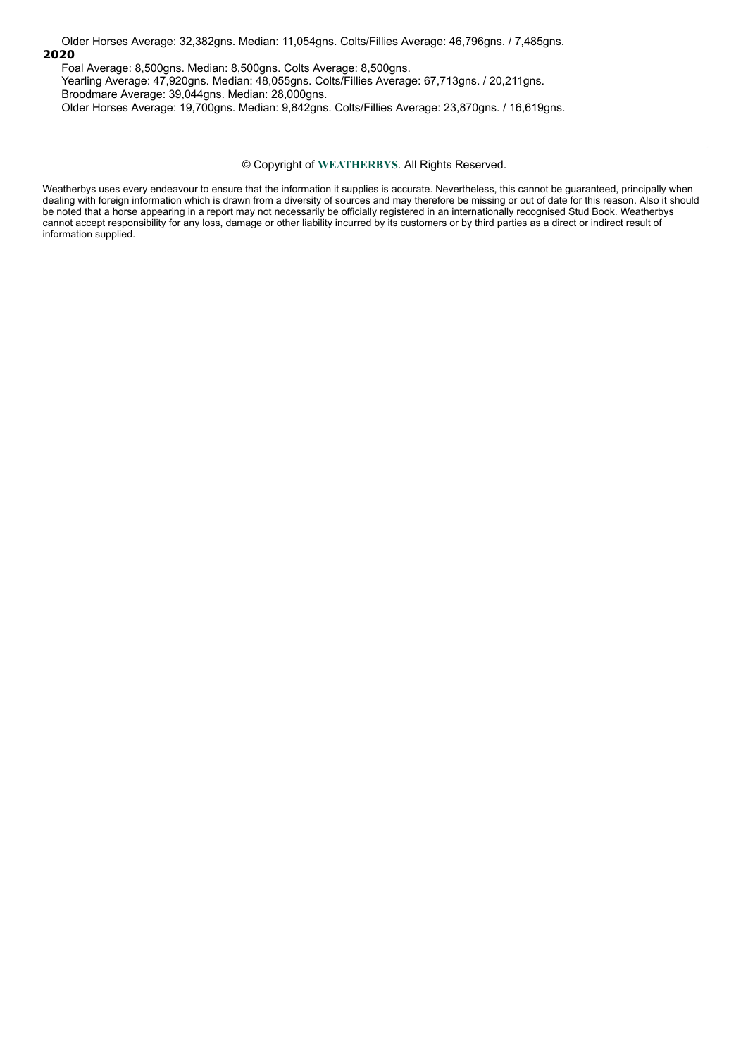Older Horses Average: 32,382gns. Median: 11,054gns. Colts/Fillies Average: 46,796gns. / 7,485gns.

**2020**

Foal Average: 8,500gns. Median: 8,500gns. Colts Average: 8,500gns.
Yearling Average: 47,920gns. Median: 48,055gns. Colts/Fillies Average: 67,713gns. / 20,211gns.
Broodmare Average: 39,044gns. Median: 28,000gns.
Older Horses Average: 19,700gns. Median: 9,842gns. Colts/Fillies Average: 23,870gns. / 16,619gns.

---

© Copyright of **WEATHERBYS**. All Rights Reserved.

Weatherbys uses every endeavour to ensure that the information it supplies is accurate. Nevertheless, this cannot be guaranteed, principally when dealing with foreign information which is drawn from a diversity of sources and may therefore be missing or out of date for this reason. Also it should be noted that a horse appearing in a report may not necessarily be officially registered in an internationally recognised Stud Book. Weatherbys cannot accept responsibility for any loss, damage or other liability incurred by its customers or by third parties as a direct or indirect result of information supplied.